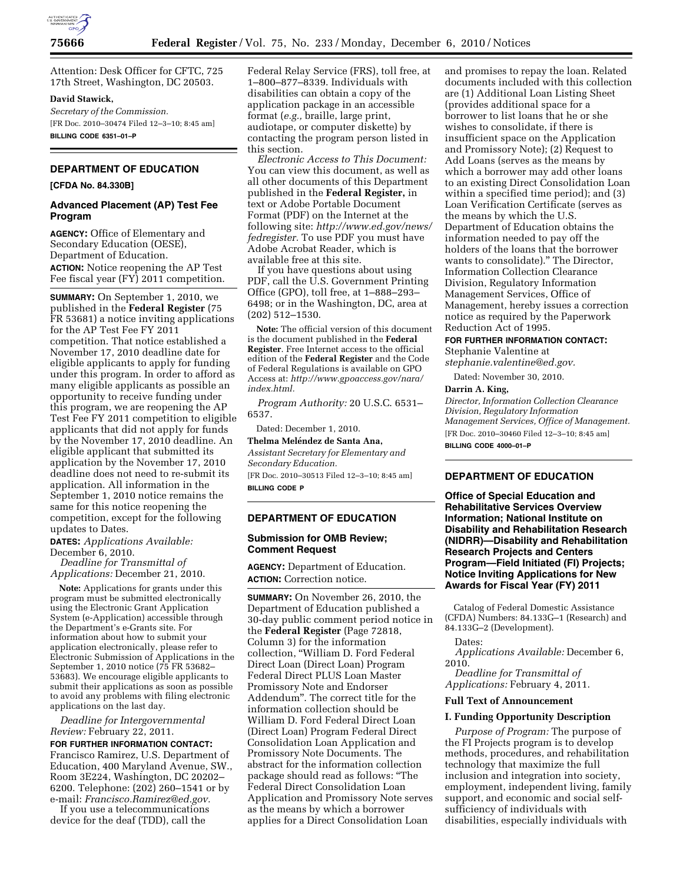Attention: Desk Officer for CFTC, 725 17th Street, Washington, DC 20503.

**David Stawick,**

*Secretary of the Commission.*

[FR Doc. 2010–30474 Filed 12–3–10; 8:45 am]

**BILLING CODE 6351–01–P**

## DEPARTMENT OF EDUCATION

**[CFDA No. 84.330B]**

### Advanced Placement (AP) Test Fee Program

**AGENCY:** Office of Elementary and Secondary Education (OESE), Department of Education.

**ACTION:** Notice reopening the AP Test Fee fiscal year (FY) 2011 competition.

**SUMMARY:** On September 1, 2010, we published in the **Federal Register** (75 FR 53681) a notice inviting applications for the AP Test Fee FY 2011 competition. That notice established a November 17, 2010 deadline date for eligible applicants to apply for funding under this program. In order to afford as many eligible applicants as possible an opportunity to receive funding under this program, we are reopening the AP Test Fee FY 2011 competition to eligible applicants that did not apply for funds by the November 17, 2010 deadline. An eligible applicant that submitted its application by the November 17, 2010 deadline does not need to re-submit its application. All information in the September 1, 2010 notice remains the same for this notice reopening the competition, except for the following updates to Dates.

**DATES:** *Applications Available:* December 6, 2010.

*Deadline for Transmittal of Applications:* December 21, 2010.

**Note:** Applications for grants under this program must be submitted electronically using the Electronic Grant Application System (e-Application) accessible through the Department's e-Grants site. For information about how to submit your application electronically, please refer to Electronic Submission of Applications in the September 1, 2010 notice (75 FR 53682–53683). We encourage eligible applicants to submit their applications as soon as possible to avoid any problems with filing electronic applications on the last day.

*Deadline for Intergovernmental Review:* February 22, 2011.

**FOR FURTHER INFORMATION CONTACT:** Francisco Ramirez, U.S. Department of Education, 400 Maryland Avenue, SW., Room 3E224, Washington, DC 20202–6200. Telephone: (202) 260–1541 or by e-mail: *Francisco.Ramirez@ed.gov*.

If you use a telecommunications device for the deaf (TDD), call the Federal Relay Service (FRS), toll free, at 1–800–877–8339. Individuals with disabilities can obtain a copy of the application package in an accessible format (*e.g.,* braille, large print, audiotape, or computer diskette) by contacting the program person listed in this section.

*Electronic Access to This Document:* You can view this document, as well as all other documents of this Department published in the **Federal Register,** in text or Adobe Portable Document Format (PDF) on the Internet at the following site: *http://www.ed.gov/news/fedregister.* To use PDF you must have Adobe Acrobat Reader, which is available free at this site.

If you have questions about using PDF, call the U.S. Government Printing Office (GPO), toll free, at 1–888–293–6498; or in the Washington, DC, area at (202) 512–1530.

**Note:** The official version of this document is the document published in the **Federal Register**. Free Internet access to the official edition of the **Federal Register** and the Code of Federal Regulations is available on GPO Access at: *http://www.gpoaccess.gov/nara/index.html.*

*Program Authority:* 20 U.S.C. 6531–6537.

Dated: December 1, 2010.

**Thelma Meléndez de Santa Ana,**

*Assistant Secretary for Elementary and Secondary Education.*

[FR Doc. 2010–30513 Filed 12–3–10; 8:45 am]

**BILLING CODE P**

## DEPARTMENT OF EDUCATION

### Submission for OMB Review; Comment Request

**AGENCY:** Department of Education.

**ACTION:** Correction notice.

**SUMMARY:** On November 26, 2010, the Department of Education published a 30-day public comment period notice in the **Federal Register** (Page 72818, Column 3) for the information collection, "William D. Ford Federal Direct Loan (Direct Loan) Program Federal Direct PLUS Loan Master Promissory Note and Endorser Addendum". The correct title for the information collection should be William D. Ford Federal Direct Loan (Direct Loan) Program Federal Direct Consolidation Loan Application and Promissory Note Documents. The abstract for the information collection package should read as follows: "The Federal Direct Consolidation Loan Application and Promissory Note serves as the means by which a borrower applies for a Direct Consolidation Loan and promises to repay the loan. Related documents included with this collection are (1) Additional Loan Listing Sheet (provides additional space for a borrower to list loans that he or she wishes to consolidate, if there is insufficient space on the Application and Promissory Note); (2) Request to Add Loans (serves as the means by which a borrower may add other loans to an existing Direct Consolidation Loan within a specified time period); and (3) Loan Verification Certificate (serves as the means by which the U.S. Department of Education obtains the information needed to pay off the holders of the loans that the borrower wants to consolidate)." The Director, Information Collection Clearance Division, Regulatory Information Management Services, Office of Management, hereby issues a correction notice as required by the Paperwork Reduction Act of 1995.

**FOR FURTHER INFORMATION CONTACT:** Stephanie Valentine at *stephanie.valentine@ed.gov.*

Dated: November 30, 2010.

**Darrin A. King,**

*Director, Information Collection Clearance Division, Regulatory Information Management Services, Office of Management.*

[FR Doc. 2010–30460 Filed 12–3–10; 8:45 am]

**BILLING CODE 4000–01–P**

## DEPARTMENT OF EDUCATION

### Office of Special Education and Rehabilitative Services Overview Information; National Institute on Disability and Rehabilitation Research (NIDRR)—Disability and Rehabilitation Research Projects and Centers Program—Field Initiated (FI) Projects; Notice Inviting Applications for New Awards for Fiscal Year (FY) 2011

Catalog of Federal Domestic Assistance (CFDA) Numbers: 84.133G–1 (Research) and 84.133G–2 (Development).

Dates:

*Applications Available:* December 6, 2010.

*Deadline for Transmittal of Applications:* February 4, 2011.

#### Full Text of Announcement

#### I. Funding Opportunity Description

*Purpose of Program:* The purpose of the FI Projects program is to develop methods, procedures, and rehabilitation technology that maximize the full inclusion and integration into society, employment, independent living, family support, and economic and social self-sufficiency of individuals with disabilities, especially individuals with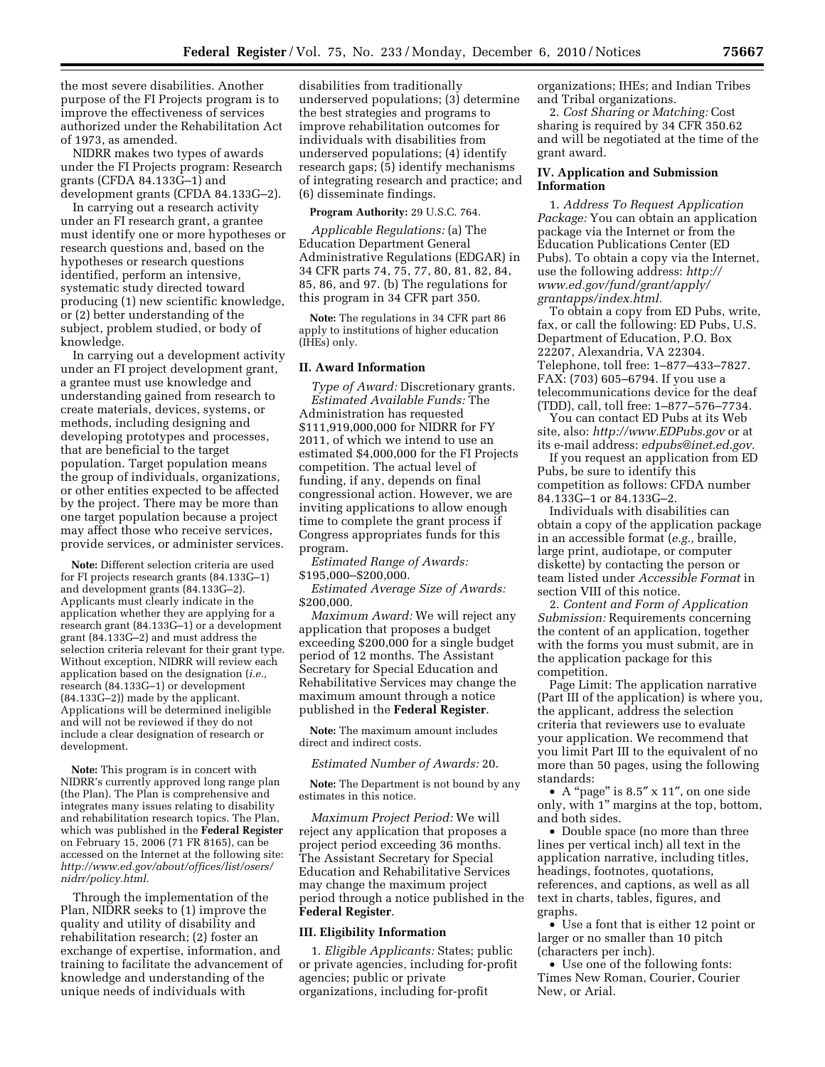the most severe disabilities. Another purpose of the FI Projects program is to improve the effectiveness of services authorized under the Rehabilitation Act of 1973, as amended.

NIDRR makes two types of awards under the FI Projects program: Research grants (CFDA 84.133G–1) and development grants (CFDA 84.133G–2).

In carrying out a research activity under an FI research grant, a grantee must identify one or more hypotheses or research questions and, based on the hypotheses or research questions identified, perform an intensive, systematic study directed toward producing (1) new scientific knowledge, or (2) better understanding of the subject, problem studied, or body of knowledge.

In carrying out a development activity under an FI project development grant, a grantee must use knowledge and understanding gained from research to create materials, devices, systems, or methods, including designing and developing prototypes and processes, that are beneficial to the target population. Target population means the group of individuals, organizations, or other entities expected to be affected by the project. There may be more than one target population because a project may affect those who receive services, provide services, or administer services.

**Note:** Different selection criteria are used for FI projects research grants (84.133G–1) and development grants (84.133G–2). Applicants must clearly indicate in the application whether they are applying for a research grant (84.133G–1) or a development grant (84.133G–2) and must address the selection criteria relevant for their grant type. Without exception, NIDRR will review each application based on the designation (*i.e.,* research (84.133G–1) or development (84.133G–2)) made by the applicant. Applications will be determined ineligible and will not be reviewed if they do not include a clear designation of research or development.

**Note:** This program is in concert with NIDRR's currently approved long range plan (the Plan). The Plan is comprehensive and integrates many issues relating to disability and rehabilitation research topics. The Plan, which was published in the **Federal Register** on February 15, 2006 (71 FR 8165), can be accessed on the Internet at the following site: *http://www.ed.gov/about/offices/list/osers/nidrr/policy.html.*

Through the implementation of the Plan, NIDRR seeks to (1) improve the quality and utility of disability and rehabilitation research; (2) foster an exchange of expertise, information, and training to facilitate the advancement of knowledge and understanding of the unique needs of individuals with disabilities from traditionally underserved populations; (3) determine the best strategies and programs to improve rehabilitation outcomes for individuals with disabilities from underserved populations; (4) identify research gaps; (5) identify mechanisms of integrating research and practice; and (6) disseminate findings.

**Program Authority:** 29 U.S.C. 764.

*Applicable Regulations:* (a) The Education Department General Administrative Regulations (EDGAR) in 34 CFR parts 74, 75, 77, 80, 81, 82, 84, 85, 86, and 97. (b) The regulations for this program in 34 CFR part 350.

**Note:** The regulations in 34 CFR part 86 apply to institutions of higher education (IHEs) only.

## II. Award Information

*Type of Award:* Discretionary grants.

*Estimated Available Funds:* The Administration has requested $111,919,000,000 for NIDRR for FY 2011, of which we intend to use an estimated $4,000,000 for the FI Projects competition. The actual level of funding, if any, depends on final congressional action. However, we are inviting applications to allow enough time to complete the grant process if Congress appropriates funds for this program.

*Estimated Range of Awards:* $195,000–$200,000.

*Estimated Average Size of Awards:* $200,000.

*Maximum Award:* We will reject any application that proposes a budget exceeding $200,000 for a single budget period of 12 months. The Assistant Secretary for Special Education and Rehabilitative Services may change the maximum amount through a notice published in the **Federal Register**.

**Note:** The maximum amount includes direct and indirect costs.

*Estimated Number of Awards:* 20.

**Note:** The Department is not bound by any estimates in this notice.

*Maximum Project Period:* We will reject any application that proposes a project period exceeding 36 months. The Assistant Secretary for Special Education and Rehabilitative Services may change the maximum project period through a notice published in the **Federal Register**.

## III. Eligibility Information

1. *Eligible Applicants:* States; public or private agencies, including for-profit agencies; public or private organizations, including for-profit organizations; IHEs; and Indian Tribes and Tribal organizations.

2. *Cost Sharing or Matching:* Cost sharing is required by 34 CFR 350.62 and will be negotiated at the time of the grant award.

## IV. Application and Submission Information

1. *Address To Request Application Package:* You can obtain an application package via the Internet or from the Education Publications Center (ED Pubs). To obtain a copy via the Internet, use the following address: *http://www.ed.gov/fund/grant/apply/grantapps/index.html.*

To obtain a copy from ED Pubs, write, fax, or call the following: ED Pubs, U.S. Department of Education, P.O. Box 22207, Alexandria, VA 22304. Telephone, toll free: 1–877–433–7827. FAX: (703) 605–6794. If you use a telecommunications device for the deaf (TDD), call, toll free: 1–877–576–7734.

You can contact ED Pubs at its Web site, also: *http://www.EDPubs.gov* or at its e-mail address: *edpubs@inet.ed.gov.*

If you request an application from ED Pubs, be sure to identify this competition as follows: CFDA number 84.133G–1 or 84.133G–2.

Individuals with disabilities can obtain a copy of the application package in an accessible format (*e.g.,* braille, large print, audiotape, or computer diskette) by contacting the person or team listed under *Accessible Format* in section VIII of this notice.

2. *Content and Form of Application Submission:* Requirements concerning the content of an application, together with the forms you must submit, are in the application package for this competition.

Page Limit: The application narrative (Part III of the application) is where you, the applicant, address the selection criteria that reviewers use to evaluate your application. We recommend that you limit Part III to the equivalent of no more than 50 pages, using the following standards:

- A "page" is 8.5″ x 11″, on one side only, with 1" margins at the top, bottom, and both sides.
- Double space (no more than three lines per vertical inch) all text in the application narrative, including titles, headings, footnotes, quotations, references, and captions, as well as all text in charts, tables, figures, and graphs.
- Use a font that is either 12 point or larger or no smaller than 10 pitch (characters per inch).
- Use one of the following fonts: Times New Roman, Courier, Courier New, or Arial.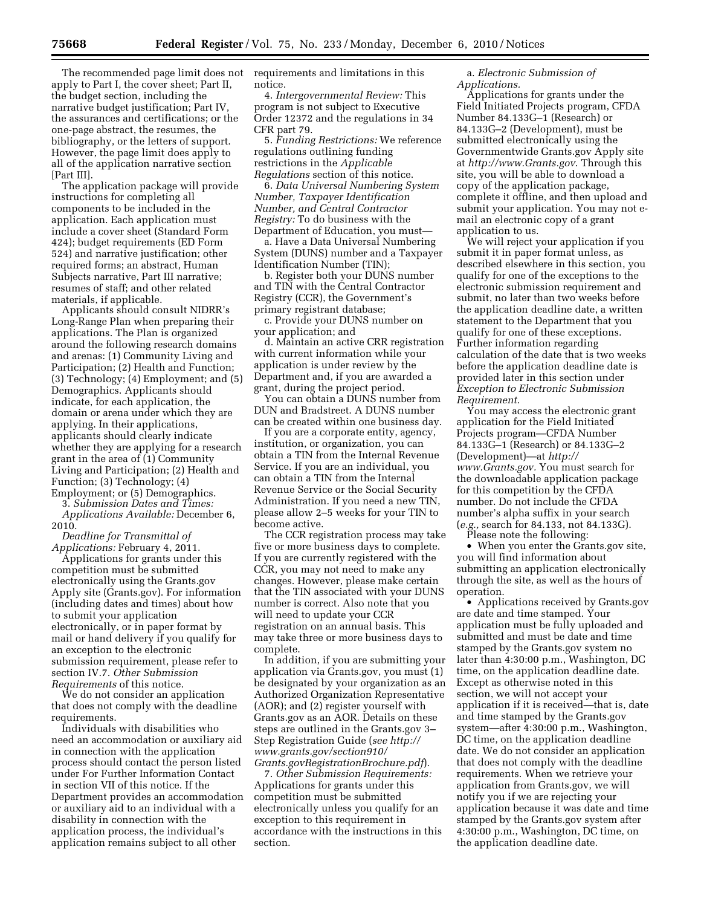The recommended page limit does not apply to Part I, the cover sheet; Part II, the budget section, including the narrative budget justification; Part IV, the assurances and certifications; or the one-page abstract, the resumes, the bibliography, or the letters of support. However, the page limit does apply to all of the application narrative section [Part III].

The application package will provide instructions for completing all components to be included in the application. Each application must include a cover sheet (Standard Form 424); budget requirements (ED Form 524) and narrative justification; other required forms; an abstract, Human Subjects narrative, Part III narrative; resumes of staff; and other related materials, if applicable.

Applicants should consult NIDRR's Long-Range Plan when preparing their applications. The Plan is organized around the following research domains and arenas: (1) Community Living and Participation; (2) Health and Function; (3) Technology; (4) Employment; and (5) Demographics. Applicants should indicate, for each application, the domain or arena under which they are applying. In their applications, applicants should clearly indicate whether they are applying for a research grant in the area of (1) Community Living and Participation; (2) Health and Function; (3) Technology; (4) Employment; or (5) Demographics.

3. *Submission Dates and Times:* *Applications Available:* December 6, 2010.

*Deadline for Transmittal of Applications:* February 4, 2011.

Applications for grants under this competition must be submitted electronically using the Grants.gov Apply site (Grants.gov). For information (including dates and times) about how to submit your application electronically, or in paper format by mail or hand delivery if you qualify for an exception to the electronic submission requirement, please refer to section IV.7. *Other Submission Requirements* of this notice.

We do not consider an application that does not comply with the deadline requirements.

Individuals with disabilities who need an accommodation or auxiliary aid in connection with the application process should contact the person listed under For Further Information Contact in section VII of this notice. If the Department provides an accommodation or auxiliary aid to an individual with a disability in connection with the application process, the individual's application remains subject to all other requirements and limitations in this notice.

4. *Intergovernmental Review:* This program is not subject to Executive Order 12372 and the regulations in 34 CFR part 79.

5. *Funding Restrictions:* We reference regulations outlining funding restrictions in the *Applicable Regulations* section of this notice.

6. *Data Universal Numbering System Number, Taxpayer Identification Number, and Central Contractor Registry:* To do business with the Department of Education, you must—

a. Have a Data Universal Numbering System (DUNS) number and a Taxpayer Identification Number (TIN);

b. Register both your DUNS number and TIN with the Central Contractor Registry (CCR), the Government's primary registrant database;

c. Provide your DUNS number on your application; and

d. Maintain an active CRR registration with current information while your application is under review by the Department and, if you are awarded a grant, during the project period.

You can obtain a DUNS number from DUN and Bradstreet. A DUNS number can be created within one business day.

If you are a corporate entity, agency, institution, or organization, you can obtain a TIN from the Internal Revenue Service. If you are an individual, you can obtain a TIN from the Internal Revenue Service or the Social Security Administration. If you need a new TIN, please allow 2–5 weeks for your TIN to become active.

The CCR registration process may take five or more business days to complete. If you are currently registered with the CCR, you may not need to make any changes. However, please make certain that the TIN associated with your DUNS number is correct. Also note that you will need to update your CCR registration on an annual basis. This may take three or more business days to complete.

In addition, if you are submitting your application via Grants.gov, you must (1) be designated by your organization as an Authorized Organization Representative (AOR); and (2) register yourself with Grants.gov as an AOR. Details on these steps are outlined in the Grants.gov 3–Step Registration Guide (*see http://www.grants.gov/section910/Grants.govRegistrationBrochure.pdf*).

7. *Other Submission Requirements:* Applications for grants under this competition must be submitted electronically unless you qualify for an exception to this requirement in accordance with the instructions in this section.

a. *Electronic Submission of Applications.*

Applications for grants under the Field Initiated Projects program, CFDA Number 84.133G–1 (Research) or 84.133G–2 (Development), must be submitted electronically using the Governmentwide Grants.gov Apply site at *http://www.Grants.gov*. Through this site, you will be able to download a copy of the application package, complete it offline, and then upload and submit your application. You may not e-mail an electronic copy of a grant application to us.

We will reject your application if you submit it in paper format unless, as described elsewhere in this section, you qualify for one of the exceptions to the electronic submission requirement and submit, no later than two weeks before the application deadline date, a written statement to the Department that you qualify for one of these exceptions. Further information regarding calculation of the date that is two weeks before the application deadline date is provided later in this section under *Exception to Electronic Submission Requirement.*

You may access the electronic grant application for the Field Initiated Projects program—CFDA Number 84.133G–1 (Research) or 84.133G–2 (Development)—at *http://www.Grants.gov.* You must search for the downloadable application package for this competition by the CFDA number. Do not include the CFDA number's alpha suffix in your search (*e.g.,* search for 84.133, not 84.133G).

Please note the following:

- When you enter the Grants.gov site, you will find information about submitting an application electronically through the site, as well as the hours of operation.
- Applications received by Grants.gov are date and time stamped. Your application must be fully uploaded and submitted and must be date and time stamped by the Grants.gov system no later than 4:30:00 p.m., Washington, DC time, on the application deadline date. Except as otherwise noted in this section, we will not accept your application if it is received—that is, date and time stamped by the Grants.gov system—after 4:30:00 p.m., Washington, DC time, on the application deadline date. We do not consider an application that does not comply with the deadline requirements. When we retrieve your application from Grants.gov, we will notify you if we are rejecting your application because it was date and time stamped by the Grants.gov system after 4:30:00 p.m., Washington, DC time, on the application deadline date.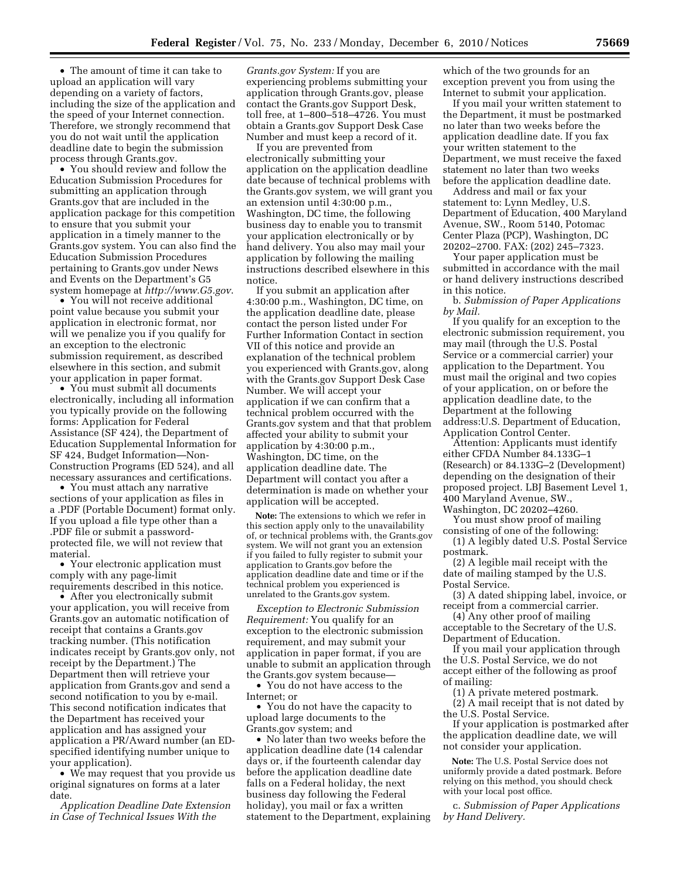- The amount of time it can take to upload an application will vary depending on a variety of factors, including the size of the application and the speed of your Internet connection. Therefore, we strongly recommend that you do not wait until the application deadline date to begin the submission process through Grants.gov.
- You should review and follow the Education Submission Procedures for submitting an application through Grants.gov that are included in the application package for this competition to ensure that you submit your application in a timely manner to the Grants.gov system. You can also find the Education Submission Procedures pertaining to Grants.gov under News and Events on the Department's G5 system homepage at *http://www.G5.gov*.
- You will not receive additional point value because you submit your application in electronic format, nor will we penalize you if you qualify for an exception to the electronic submission requirement, as described elsewhere in this section, and submit your application in paper format.
- You must submit all documents electronically, including all information you typically provide on the following forms: Application for Federal Assistance (SF 424), the Department of Education Supplemental Information for SF 424, Budget Information—Non-Construction Programs (ED 524), and all necessary assurances and certifications.
- You must attach any narrative sections of your application as files in a .PDF (Portable Document) format only. If you upload a file type other than a .PDF file or submit a password-protected file, we will not review that material.
- Your electronic application must comply with any page-limit requirements described in this notice.
- After you electronically submit your application, you will receive from Grants.gov an automatic notification of receipt that contains a Grants.gov tracking number. (This notification indicates receipt by Grants.gov only, not receipt by the Department.) The Department then will retrieve your application from Grants.gov and send a second notification to you by e-mail. This second notification indicates that the Department has received your application and has assigned your application a PR/Award number (an ED-specified identifying number unique to your application).
- We may request that you provide us original signatures on forms at a later date.

*Application Deadline Date Extension in Case of Technical Issues With the Grants.gov System:* If you are experiencing problems submitting your application through Grants.gov, please contact the Grants.gov Support Desk, toll free, at 1–800–518–4726. You must obtain a Grants.gov Support Desk Case Number and must keep a record of it.

If you are prevented from electronically submitting your application on the application deadline date because of technical problems with the Grants.gov system, we will grant you an extension until 4:30:00 p.m., Washington, DC time, the following business day to enable you to transmit your application electronically or by hand delivery. You also may mail your application by following the mailing instructions described elsewhere in this notice.

If you submit an application after 4:30:00 p.m., Washington, DC time, on the application deadline date, please contact the person listed under For Further Information Contact in section VII of this notice and provide an explanation of the technical problem you experienced with Grants.gov, along with the Grants.gov Support Desk Case Number. We will accept your application if we can confirm that a technical problem occurred with the Grants.gov system and that that problem affected your ability to submit your application by 4:30:00 p.m., Washington, DC time, on the application deadline date. The Department will contact you after a determination is made on whether your application will be accepted.

**Note:** The extensions to which we refer in this section apply only to the unavailability of, or technical problems with, the Grants.gov system. We will not grant you an extension if you failed to fully register to submit your application to Grants.gov before the application deadline date and time or if the technical problem you experienced is unrelated to the Grants.gov system.

*Exception to Electronic Submission Requirement:* You qualify for an exception to the electronic submission requirement, and may submit your application in paper format, if you are unable to submit an application through the Grants.gov system because—

- You do not have access to the Internet; or
- You do not have the capacity to upload large documents to the Grants.gov system; and
- No later than two weeks before the application deadline date (14 calendar days or, if the fourteenth calendar day before the application deadline date falls on a Federal holiday, the next business day following the Federal holiday), you mail or fax a written statement to the Department, explaining which of the two grounds for an exception prevent you from using the Internet to submit your application.

If you mail your written statement to the Department, it must be postmarked no later than two weeks before the application deadline date. If you fax your written statement to the Department, we must receive the faxed statement no later than two weeks before the application deadline date.

Address and mail or fax your statement to: Lynn Medley, U.S. Department of Education, 400 Maryland Avenue, SW., Room 5140, Potomac Center Plaza (PCP), Washington, DC 20202–2700. FAX: (202) 245–7323.

Your paper application must be submitted in accordance with the mail or hand delivery instructions described in this notice.

b. *Submission of Paper Applications by Mail.*

If you qualify for an exception to the electronic submission requirement, you may mail (through the U.S. Postal Service or a commercial carrier) your application to the Department. You must mail the original and two copies of your application, on or before the application deadline date, to the Department at the following address:U.S. Department of Education, Application Control Center.

Attention: Applicants must identify either CFDA Number 84.133G–1 (Research) or 84.133G–2 (Development) depending on the designation of their proposed project. LBJ Basement Level 1, 400 Maryland Avenue, SW., Washington, DC 20202–4260.

You must show proof of mailing consisting of one of the following:

(1) A legibly dated U.S. Postal Service postmark.

(2) A legible mail receipt with the date of mailing stamped by the U.S. Postal Service.

(3) A dated shipping label, invoice, or receipt from a commercial carrier.

(4) Any other proof of mailing acceptable to the Secretary of the U.S. Department of Education.

If you mail your application through the U.S. Postal Service, we do not accept either of the following as proof of mailing:

(1) A private metered postmark.

(2) A mail receipt that is not dated by the U.S. Postal Service.

If your application is postmarked after the application deadline date, we will not consider your application.

**Note:** The U.S. Postal Service does not uniformly provide a dated postmark. Before relying on this method, you should check with your local post office.

c. *Submission of Paper Applications by Hand Delivery.*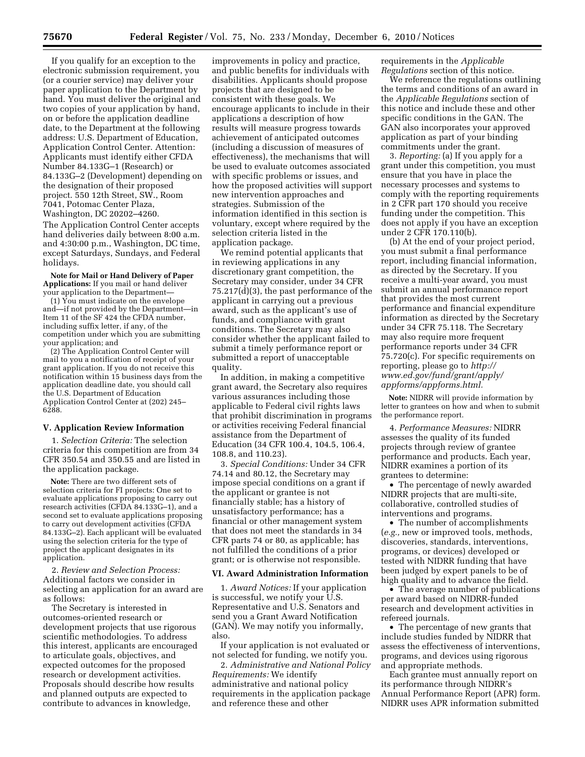If you qualify for an exception to the electronic submission requirement, you (or a courier service) may deliver your paper application to the Department by hand. You must deliver the original and two copies of your application by hand, on or before the application deadline date, to the Department at the following address: U.S. Department of Education, Application Control Center. Attention: Applicants must identify either CFDA Number 84.133G–1 (Research) or 84.133G–2 (Development) depending on the designation of their proposed project. 550 12th Street, SW., Room 7041, Potomac Center Plaza, Washington, DC 20202–4260.

The Application Control Center accepts hand deliveries daily between 8:00 a.m. and 4:30:00 p.m., Washington, DC time, except Saturdays, Sundays, and Federal holidays.

**Note for Mail or Hand Delivery of Paper Applications:** If you mail or hand deliver your application to the Department—

(1) You must indicate on the envelope and—if not provided by the Department—in Item 11 of the SF 424 the CFDA number, including suffix letter, if any, of the competition under which you are submitting your application; and

(2) The Application Control Center will mail to you a notification of receipt of your grant application. If you do not receive this notification within 15 business days from the application deadline date, you should call the U.S. Department of Education Application Control Center at (202) 245–6288.

## V. Application Review Information

1. *Selection Criteria:* The selection criteria for this competition are from 34 CFR 350.54 and 350.55 and are listed in the application package.

**Note:** There are two different sets of selection criteria for FI projects: One set to evaluate applications proposing to carry out research activities (CFDA 84.133G–1), and a second set to evaluate applications proposing to carry out development activities (CFDA 84.133G–2). Each applicant will be evaluated using the selection criteria for the type of project the applicant designates in its application.

2. *Review and Selection Process:* Additional factors we consider in selecting an application for an award are as follows:

The Secretary is interested in outcomes-oriented research or development projects that use rigorous scientific methodologies. To address this interest, applicants are encouraged to articulate goals, objectives, and expected outcomes for the proposed research or development activities. Proposals should describe how results and planned outputs are expected to contribute to advances in knowledge, improvements in policy and practice, and public benefits for individuals with disabilities. Applicants should propose projects that are designed to be consistent with these goals. We encourage applicants to include in their applications a description of how results will measure progress towards achievement of anticipated outcomes (including a discussion of measures of effectiveness), the mechanisms that will be used to evaluate outcomes associated with specific problems or issues, and how the proposed activities will support new intervention approaches and strategies. Submission of the information identified in this section is voluntary, except where required by the selection criteria listed in the application package.

We remind potential applicants that in reviewing applications in any discretionary grant competition, the Secretary may consider, under 34 CFR 75.217(d)(3), the past performance of the applicant in carrying out a previous award, such as the applicant's use of funds, and compliance with grant conditions. The Secretary may also consider whether the applicant failed to submit a timely performance report or submitted a report of unacceptable quality.

In addition, in making a competitive grant award, the Secretary also requires various assurances including those applicable to Federal civil rights laws that prohibit discrimination in programs or activities receiving Federal financial assistance from the Department of Education (34 CFR 100.4, 104.5, 106.4, 108.8, and 110.23).

3. *Special Conditions:* Under 34 CFR 74.14 and 80.12, the Secretary may impose special conditions on a grant if the applicant or grantee is not financially stable; has a history of unsatisfactory performance; has a financial or other management system that does not meet the standards in 34 CFR parts 74 or 80, as applicable; has not fulfilled the conditions of a prior grant; or is otherwise not responsible.

## VI. Award Administration Information

1. *Award Notices:* If your application is successful, we notify your U.S. Representative and U.S. Senators and send you a Grant Award Notification (GAN). We may notify you informally, also.

If your application is not evaluated or not selected for funding, we notify you.

2. *Administrative and National Policy Requirements:* We identify administrative and national policy requirements in the application package and reference these and other requirements in the *Applicable Regulations* section of this notice.

We reference the regulations outlining the terms and conditions of an award in the *Applicable Regulations* section of this notice and include these and other specific conditions in the GAN. The GAN also incorporates your approved application as part of your binding commitments under the grant.

3. *Reporting:* (a) If you apply for a grant under this competition, you must ensure that you have in place the necessary processes and systems to comply with the reporting requirements in 2 CFR part 170 should you receive funding under the competition. This does not apply if you have an exception under 2 CFR 170.110(b).

(b) At the end of your project period, you must submit a final performance report, including financial information, as directed by the Secretary. If you receive a multi-year award, you must submit an annual performance report that provides the most current performance and financial expenditure information as directed by the Secretary under 34 CFR 75.118. The Secretary may also require more frequent performance reports under 34 CFR 75.720(c). For specific requirements on reporting, please go to *http://www.ed.gov/fund/grant/apply/appforms/appforms.html.*

**Note:** NIDRR will provide information by letter to grantees on how and when to submit the performance report.

4. *Performance Measures:* NIDRR assesses the quality of its funded projects through review of grantee performance and products. Each year, NIDRR examines a portion of its grantees to determine:

- The percentage of newly awarded NIDRR projects that are multi-site, collaborative, controlled studies of interventions and programs.
- The number of accomplishments (*e.g.,* new or improved tools, methods, discoveries, standards, interventions, programs, or devices) developed or tested with NIDRR funding that have been judged by expert panels to be of high quality and to advance the field.
- The average number of publications per award based on NIDRR-funded research and development activities in refereed journals.
- The percentage of new grants that include studies funded by NIDRR that assess the effectiveness of interventions, programs, and devices using rigorous and appropriate methods.

Each grantee must annually report on its performance through NIDRR's Annual Performance Report (APR) form. NIDRR uses APR information submitted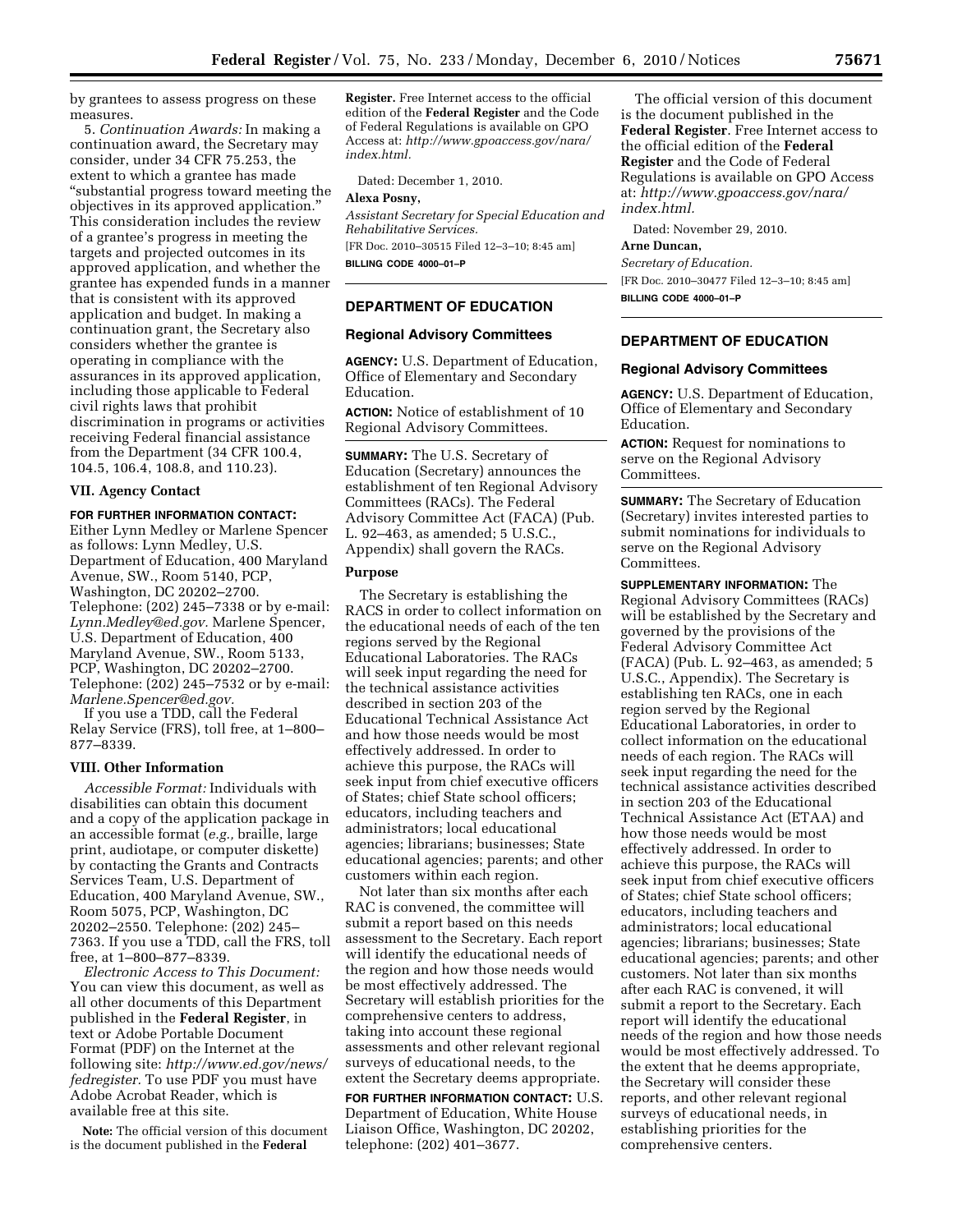by grantees to assess progress on these measures.

5. *Continuation Awards:* In making a continuation award, the Secretary may consider, under 34 CFR 75.253, the extent to which a grantee has made "substantial progress toward meeting the objectives in its approved application." This consideration includes the review of a grantee's progress in meeting the targets and projected outcomes in its approved application, and whether the grantee has expended funds in a manner that is consistent with its approved application and budget. In making a continuation grant, the Secretary also considers whether the grantee is operating in compliance with the assurances in its approved application, including those applicable to Federal civil rights laws that prohibit discrimination in programs or activities receiving Federal financial assistance from the Department (34 CFR 100.4, 104.5, 106.4, 108.8, and 110.23).

### VII. Agency Contact

**FOR FURTHER INFORMATION CONTACT:** Either Lynn Medley or Marlene Spencer as follows: Lynn Medley, U.S. Department of Education, 400 Maryland Avenue, SW., Room 5140, PCP, Washington, DC 20202–2700. Telephone: (202) 245–7338 or by e-mail: *Lynn.Medley@ed.gov.* Marlene Spencer, U.S. Department of Education, 400 Maryland Avenue, SW., Room 5133, PCP, Washington, DC 20202–2700. Telephone: (202) 245–7532 or by e-mail: *Marlene.Spencer@ed.gov.*

If you use a TDD, call the Federal Relay Service (FRS), toll free, at 1–800–877–8339.

### VIII. Other Information

*Accessible Format:* Individuals with disabilities can obtain this document and a copy of the application package in an accessible format (*e.g.,* braille, large print, audiotape, or computer diskette) by contacting the Grants and Contracts Services Team, U.S. Department of Education, 400 Maryland Avenue, SW., Room 5075, PCP, Washington, DC 20202–2550. Telephone: (202) 245–7363. If you use a TDD, call the FRS, toll free, at 1–800–877–8339.

*Electronic Access to This Document:* You can view this document, as well as all other documents of this Department published in the **Federal Register**, in text or Adobe Portable Document Format (PDF) on the Internet at the following site: *http://www.ed.gov/news/fedregister.* To use PDF you must have Adobe Acrobat Reader, which is available free at this site.

**Note:** The official version of this document is the document published in the **Federal Register.** Free Internet access to the official edition of the **Federal Register** and the Code of Federal Regulations is available on GPO Access at: *http://www.gpoaccess.gov/nara/index.html.*

Dated: December 1, 2010.

**Alexa Posny,**

*Assistant Secretary for Special Education and Rehabilitative Services.*

[FR Doc. 2010–30515 Filed 12–3–10; 8:45 am]

**BILLING CODE 4000–01–P**

## DEPARTMENT OF EDUCATION

### Regional Advisory Committees

**AGENCY:** U.S. Department of Education, Office of Elementary and Secondary Education.

**ACTION:** Notice of establishment of 10 Regional Advisory Committees.

**SUMMARY:** The U.S. Secretary of Education (Secretary) announces the establishment of ten Regional Advisory Committees (RACs). The Federal Advisory Committee Act (FACA) (Pub. L. 92–463, as amended; 5 U.S.C., Appendix) shall govern the RACs.

### Purpose

The Secretary is establishing the RACS in order to collect information on the educational needs of each of the ten regions served by the Regional Educational Laboratories. The RACs will seek input regarding the need for the technical assistance activities described in section 203 of the Educational Technical Assistance Act and how those needs would be most effectively addressed. In order to achieve this purpose, the RACs will seek input from chief executive officers of States; chief State school officers; educators, including teachers and administrators; local educational agencies; librarians; businesses; State educational agencies; parents; and other customers within each region.

Not later than six months after each RAC is convened, the committee will submit a report based on this needs assessment to the Secretary. Each report will identify the educational needs of the region and how those needs would be most effectively addressed. The Secretary will establish priorities for the comprehensive centers to address, taking into account these regional assessments and other relevant regional surveys of educational needs, to the extent the Secretary deems appropriate.

**FOR FURTHER INFORMATION CONTACT:** U.S. Department of Education, White House Liaison Office, Washington, DC 20202, telephone: (202) 401–3677.

The official version of this document is the document published in the **Federal Register**. Free Internet access to the official edition of the **Federal Register** and the Code of Federal Regulations is available on GPO Access at: *http://www.gpoaccess.gov/nara/index.html.*

Dated: November 29, 2010.

**Arne Duncan,**

*Secretary of Education.*

[FR Doc. 2010–30477 Filed 12–3–10; 8:45 am]

**BILLING CODE 4000–01–P**

## DEPARTMENT OF EDUCATION

### Regional Advisory Committees

**AGENCY:** U.S. Department of Education, Office of Elementary and Secondary Education.

**ACTION:** Request for nominations to serve on the Regional Advisory Committees.

**SUMMARY:** The Secretary of Education (Secretary) invites interested parties to submit nominations for individuals to serve on the Regional Advisory Committees.

**SUPPLEMENTARY INFORMATION:** The Regional Advisory Committees (RACs) will be established by the Secretary and governed by the provisions of the Federal Advisory Committee Act (FACA) (Pub. L. 92–463, as amended; 5 U.S.C., Appendix). The Secretary is establishing ten RACs, one in each region served by the Regional Educational Laboratories, in order to collect information on the educational needs of each region. The RACs will seek input regarding the need for the technical assistance activities described in section 203 of the Educational Technical Assistance Act (ETAA) and how those needs would be most effectively addressed. In order to achieve this purpose, the RACs will seek input from chief executive officers of States; chief State school officers; educators, including teachers and administrators; local educational agencies; librarians; businesses; State educational agencies; parents; and other customers. Not later than six months after each RAC is convened, it will submit a report to the Secretary. Each report will identify the educational needs of the region and how those needs would be most effectively addressed. To the extent that he deems appropriate, the Secretary will consider these reports, and other relevant regional surveys of educational needs, in establishing priorities for the comprehensive centers.